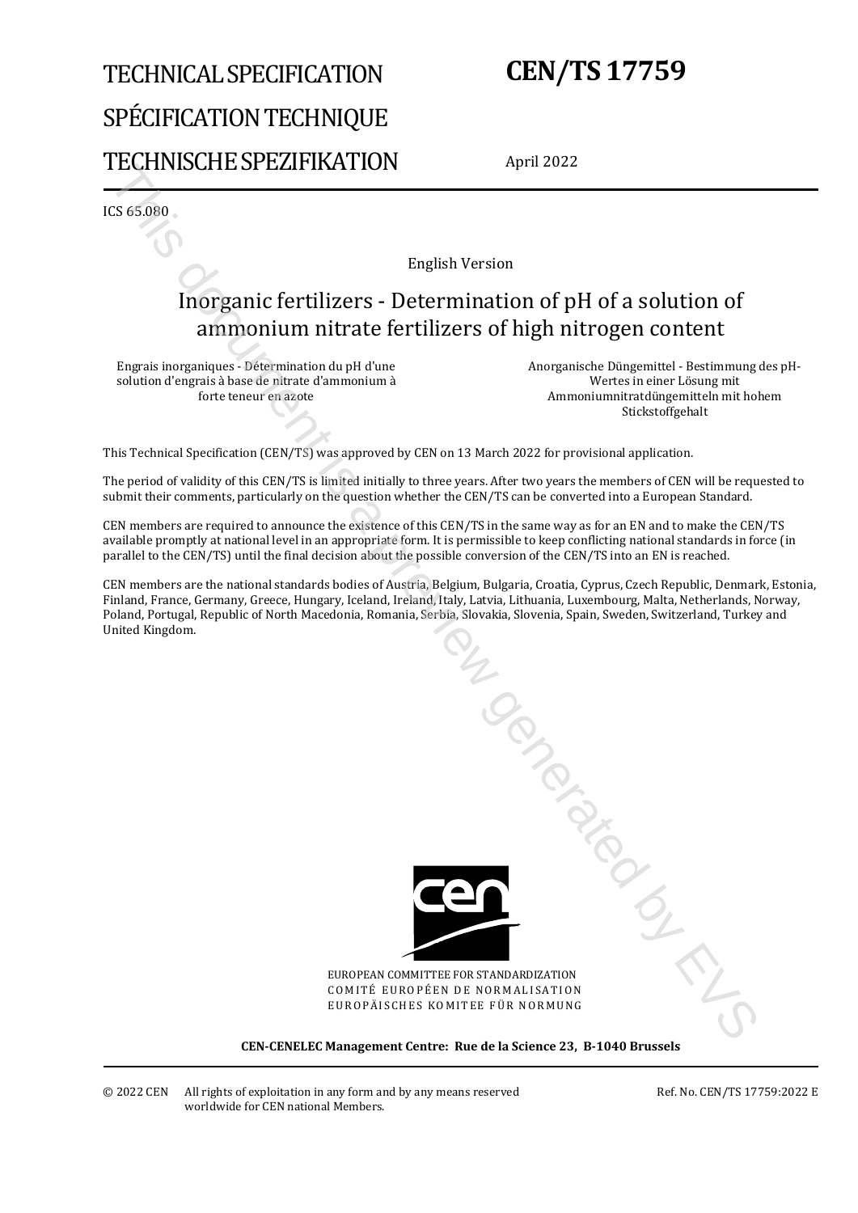# TECHNICAL SPECIFICATION

# SPÉCIFICATION TECHNIQUE

# TECHNISCHE SPEZIFIKATION

# CEN/TS 17759

April 2022

ICS 65.080

English Version

## Inorganic fertilizers - Determination of pH of a solution of ammonium nitrate fertilizers of high nitrogen content

Engrais inorganiques - Détermination du pH d'une solution d'engrais à base de nitrate d'ammonium à forte teneur en azote

Anorganische Düngemittel - Bestimmung des pH-Wertes in einer Lösung mit Ammoniumnitratdüngemitteln mit hohem Stickstoffgehalt

This Technical Specification (CEN/TS) was approved by CEN on 13 March 2022 for provisional application.

The period of validity of this CEN/TS is limited initially to three years. After two years the members of CEN will be requested to submit their comments, particularly on the question whether the CEN/TS can be converted into a European Standard.

CEN members are required to announce the existence of this CEN/TS in the same way as for an EN and to make the CEN/TS available promptly at national level in an appropriate form. It is permissible to keep conflicting national standards in force (in parallel to the CEN/TS) until the final decision about the possible conversion of the CEN/TS into an EN is reached.

CEN members are the national standards bodies of Austria, Belgium, Bulgaria, Croatia, Cyprus, Czech Republic, Denmark, Estonia, Finland, France, Germany, Greece, Hungary, Iceland, Ireland, Italy, Latvia, Lithuania, Luxembourg, Malta, Netherlands, Norway, Poland, Portugal, Republic of North Macedonia, Romania, Serbia, Slovakia, Slovenia, Spain, Sweden, Switzerland, Turkey and United Kingdom.

EUROPEAN COMMITTEE FOR STANDARDIZATION
COMITÉ EUROPÉEN DE NORMALISATION
EUROPÄISCHES KOMITEE FÜR NORMUNG

**CEN-CENELEC Management Centre: Rue de la Science 23, B-1040 Brussels**

© 2022 CEN All rights of exploitation in any form and by any means reserved worldwide for CEN national Members.

Ref. No. CEN/TS 17759:2022 E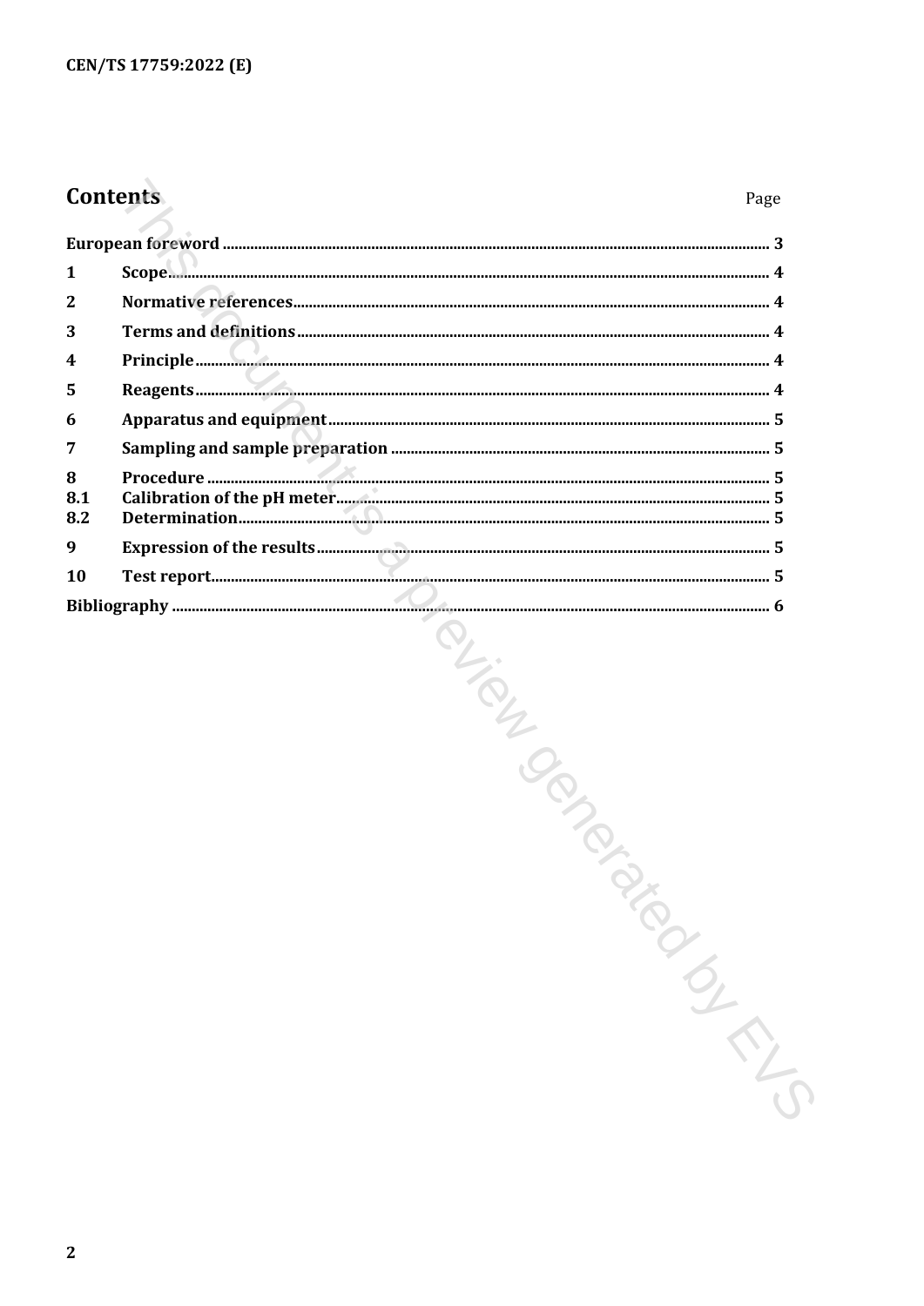# Contents

| | | Page |
|---|---|---|
| **European foreword** | | **3** |
| **1** | **Scope** | **4** |
| **2** | **Normative references** | **4** |
| **3** | **Terms and definitions** | **4** |
| **4** | **Principle** | **4** |
| **5** | **Reagents** | **4** |
| **6** | **Apparatus and equipment** | **5** |
| **7** | **Sampling and sample preparation** | **5** |
| **8** | **Procedure** | **5** |
| **8.1** | **Calibration of the pH meter** | **5** |
| **8.2** | **Determination** | **5** |
| **9** | **Expression of the results** | **5** |
| **10** | **Test report** | **5** |
| **Bibliography** | | **6** |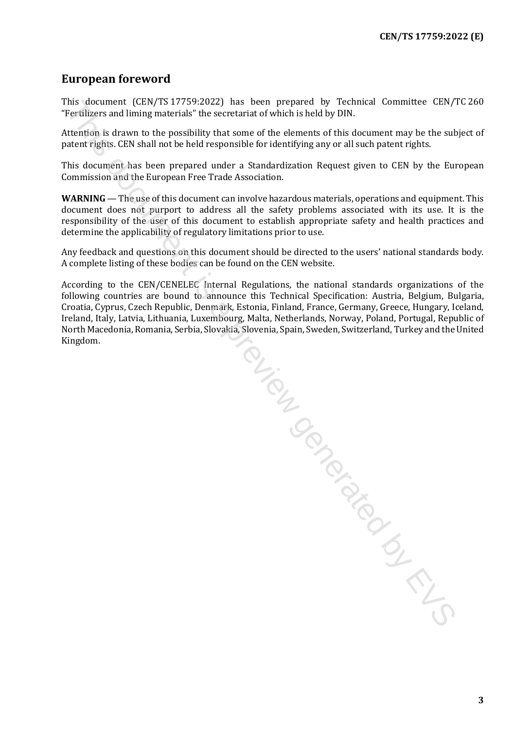## European foreword

This document (CEN/TS 17759:2022) has been prepared by Technical Committee CEN/TC 260 “Fertilizers and liming materials” the secretariat of which is held by DIN.

Attention is drawn to the possibility that some of the elements of this document may be the subject of patent rights. CEN shall not be held responsible for identifying any or all such patent rights.

This document has been prepared under a Standardization Request given to CEN by the European Commission and the European Free Trade Association.

**WARNING** — The use of this document can involve hazardous materials, operations and equipment. This document does not purport to address all the safety problems associated with its use. It is the responsibility of the user of this document to establish appropriate safety and health practices and determine the applicability of regulatory limitations prior to use.

Any feedback and questions on this document should be directed to the users’ national standards body. A complete listing of these bodies can be found on the CEN website.

According to the CEN/CENELEC Internal Regulations, the national standards organizations of the following countries are bound to announce this Technical Specification: Austria, Belgium, Bulgaria, Croatia, Cyprus, Czech Republic, Denmark, Estonia, Finland, France, Germany, Greece, Hungary, Iceland, Ireland, Italy, Latvia, Lithuania, Luxembourg, Malta, Netherlands, Norway, Poland, Portugal, Republic of North Macedonia, Romania, Serbia, Slovakia, Slovenia, Spain, Sweden, Switzerland, Turkey and the United Kingdom.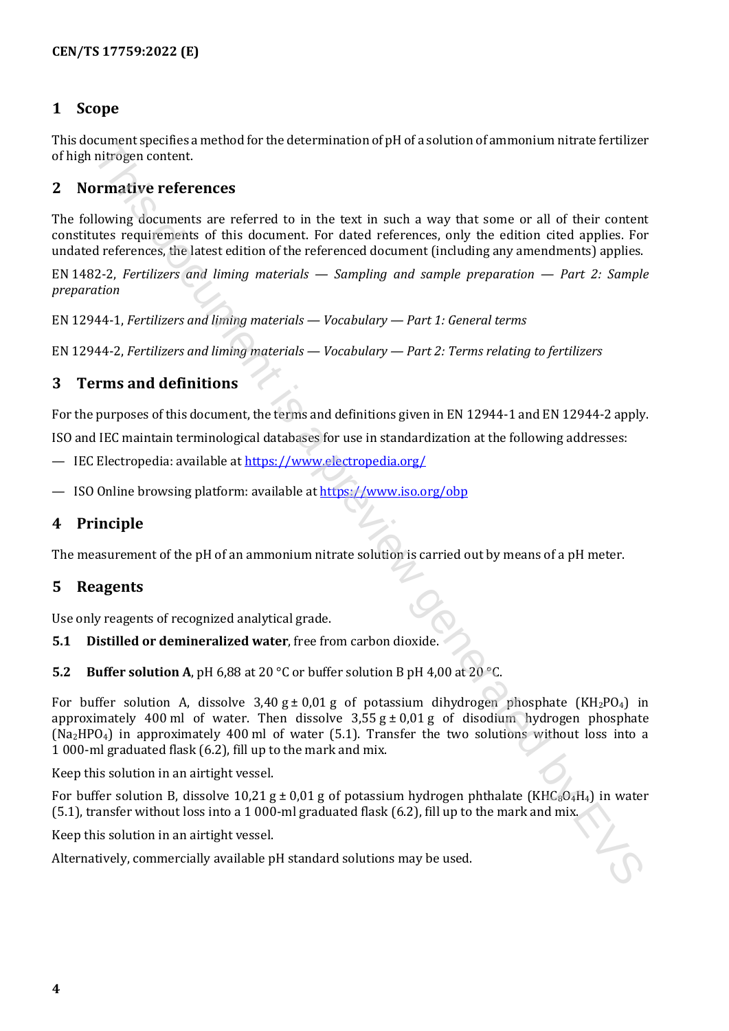## 1 Scope

This document specifies a method for the determination of pH of a solution of ammonium nitrate fertilizer of high nitrogen content.

## 2 Normative references

The following documents are referred to in the text in such a way that some or all of their content constitutes requirements of this document. For dated references, only the edition cited applies. For undated references, the latest edition of the referenced document (including any amendments) applies.

EN 1482-2, *Fertilizers and liming materials — Sampling and sample preparation — Part 2: Sample preparation*

EN 12944-1, *Fertilizers and liming materials — Vocabulary — Part 1: General terms*

EN 12944-2, *Fertilizers and liming materials — Vocabulary — Part 2: Terms relating to fertilizers*

## 3 Terms and definitions

For the purposes of this document, the terms and definitions given in EN 12944-1 and EN 12944-2 apply.

ISO and IEC maintain terminological databases for use in standardization at the following addresses:

— IEC Electropedia: available at https://www.electropedia.org/

— ISO Online browsing platform: available at https://www.iso.org/obp

## 4 Principle

The measurement of the pH of an ammonium nitrate solution is carried out by means of a pH meter.

## 5 Reagents

Use only reagents of recognized analytical grade.

**5.1 Distilled or demineralized water**, free from carbon dioxide.

**5.2 Buffer solution A**, pH 6,88 at 20 °C or buffer solution B pH 4,00 at 20 °C.

For buffer solution A, dissolve 3,40 g ± 0,01 g of potassium dihydrogen phosphate ($KH_2PO_4$) in approximately 400 ml of water. Then dissolve 3,55 g ± 0,01 g of disodium hydrogen phosphate ($Na_2HPO_4$) in approximately 400 ml of water (5.1). Transfer the two solutions without loss into a 1 000-ml graduated flask (6.2), fill up to the mark and mix.

Keep this solution in an airtight vessel.

For buffer solution B, dissolve 10,21 g ± 0,01 g of potassium hydrogen phthalate ($KHC_8O_4H_4$) in water (5.1), transfer without loss into a 1 000-ml graduated flask (6.2), fill up to the mark and mix.

Keep this solution in an airtight vessel.

Alternatively, commercially available pH standard solutions may be used.